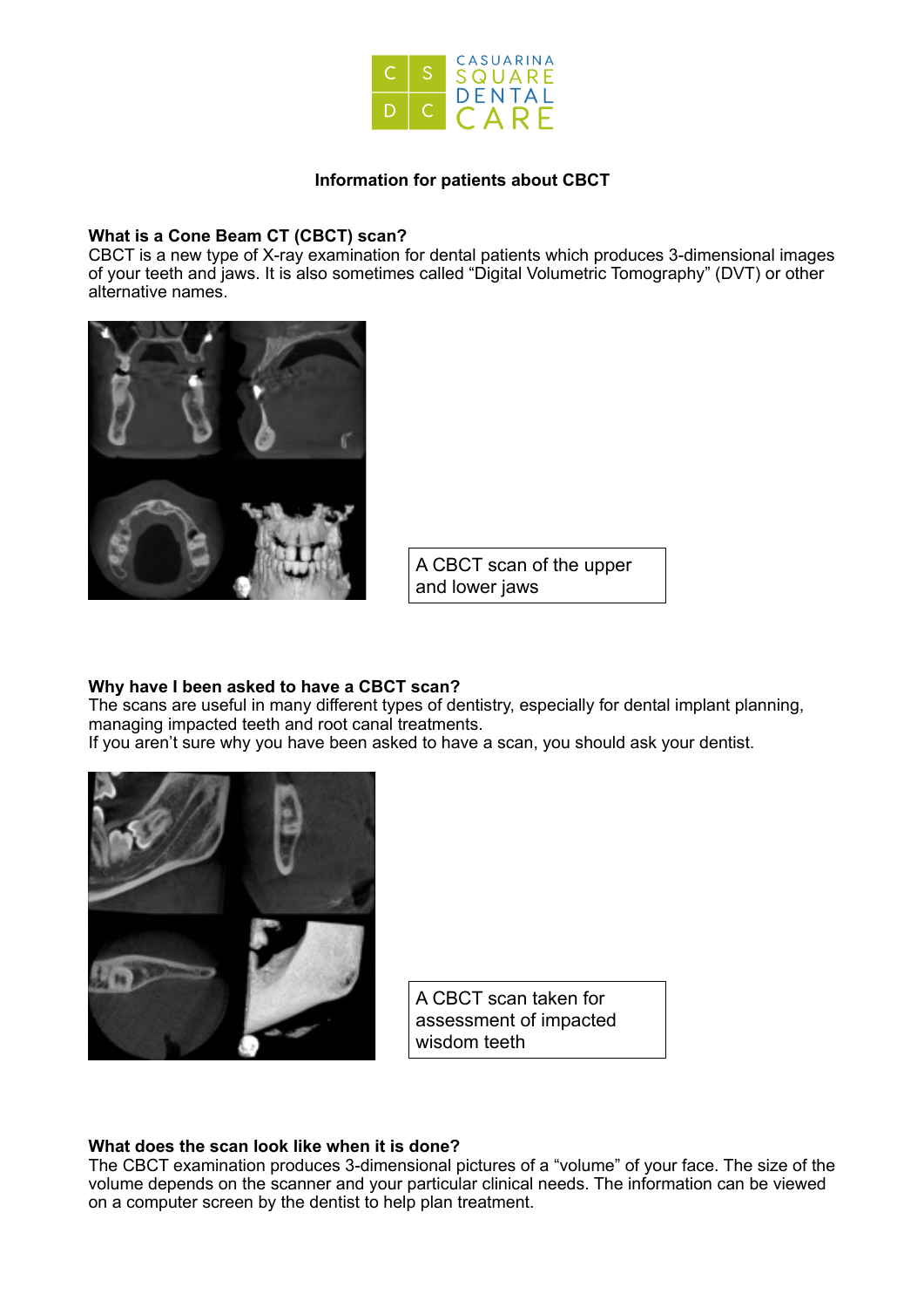CASUARINA SQUARE DENTAL CARE

**Information for patients about CBCT**

### What is a Cone Beam CT (CBCT) scan?

CBCT is a new type of X-ray examination for dental patients which produces 3-dimensional images of your teeth and jaws. It is also sometimes called "Digital Volumetric Tomography" (DVT) or other alternative names.

A CBCT scan of the upper and lower jaws

### Why have I been asked to have a CBCT scan?

The scans are useful in many different types of dentistry, especially for dental implant planning, managing impacted teeth and root canal treatments.
If you aren't sure why you have been asked to have a scan, you should ask your dentist.

A CBCT scan taken for assessment of impacted wisdom teeth

### What does the scan look like when it is done?

The CBCT examination produces 3-dimensional pictures of a "volume" of your face. The size of the volume depends on the scanner and your particular clinical needs. The information can be viewed on a computer screen by the dentist to help plan treatment.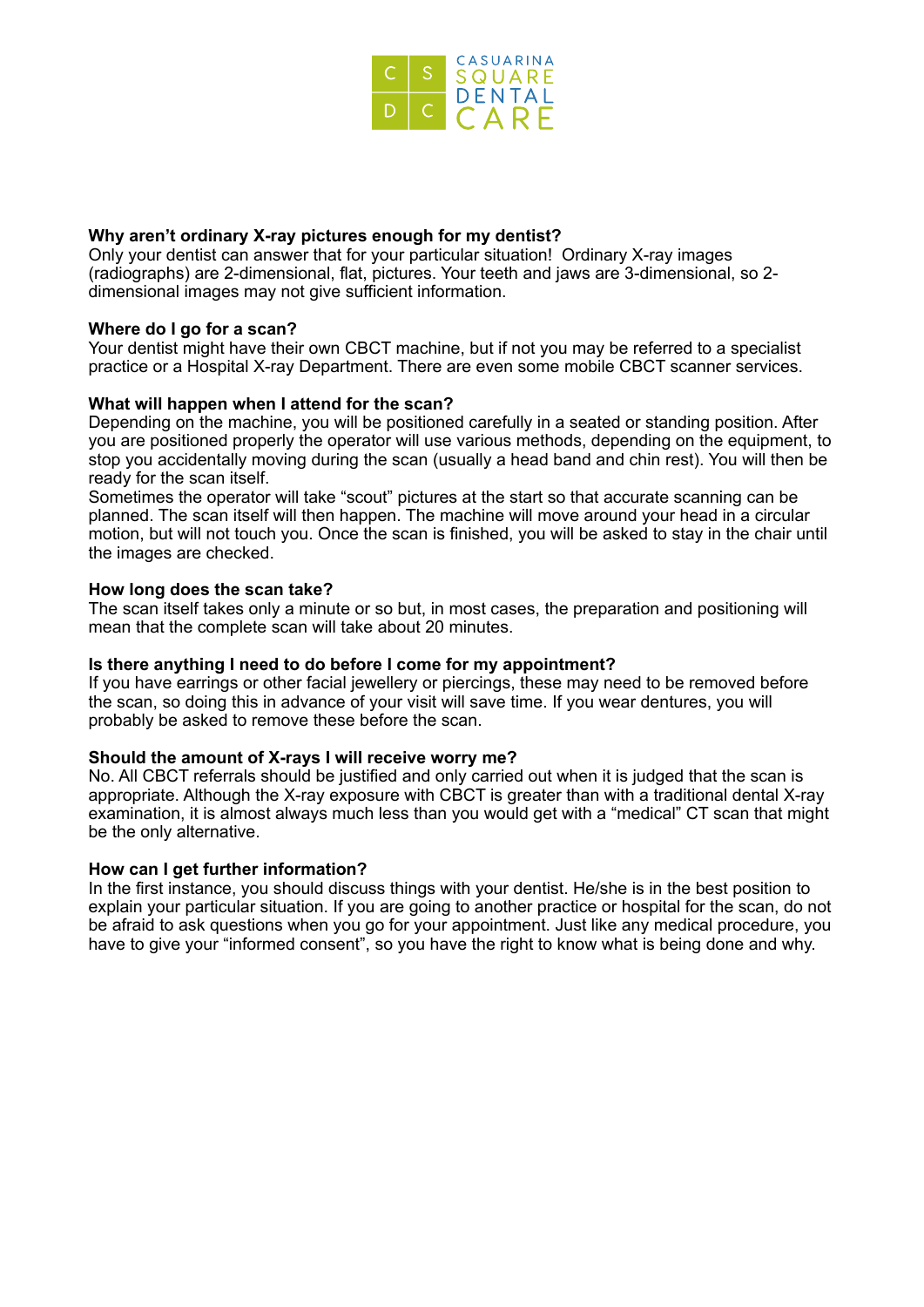**Why aren't ordinary X-ray pictures enough for my dentist?**
Only your dentist can answer that for your particular situation! Ordinary X-ray images (radiographs) are 2-dimensional, flat, pictures. Your teeth and jaws are 3-dimensional, so 2-dimensional images may not give sufficient information.

**Where do I go for a scan?**
Your dentist might have their own CBCT machine, but if not you may be referred to a specialist practice or a Hospital X-ray Department. There are even some mobile CBCT scanner services.

**What will happen when I attend for the scan?**
Depending on the machine, you will be positioned carefully in a seated or standing position. After you are positioned properly the operator will use various methods, depending on the equipment, to stop you accidentally moving during the scan (usually a head band and chin rest). You will then be ready for the scan itself.
Sometimes the operator will take "scout" pictures at the start so that accurate scanning can be planned. The scan itself will then happen. The machine will move around your head in a circular motion, but will not touch you. Once the scan is finished, you will be asked to stay in the chair until the images are checked.

**How long does the scan take?**
The scan itself takes only a minute or so but, in most cases, the preparation and positioning will mean that the complete scan will take about 20 minutes.

**Is there anything I need to do before I come for my appointment?**
If you have earrings or other facial jewellery or piercings, these may need to be removed before the scan, so doing this in advance of your visit will save time. If you wear dentures, you will probably be asked to remove these before the scan.

**Should the amount of X-rays I will receive worry me?**
No. All CBCT referrals should be justified and only carried out when it is judged that the scan is appropriate. Although the X-ray exposure with CBCT is greater than with a traditional dental X-ray examination, it is almost always much less than you would get with a "medical" CT scan that might be the only alternative.

**How can I get further information?**
In the first instance, you should discuss things with your dentist. He/she is in the best position to explain your particular situation. If you are going to another practice or hospital for the scan, do not be afraid to ask questions when you go for your appointment. Just like any medical procedure, you have to give your "informed consent", so you have the right to know what is being done and why.